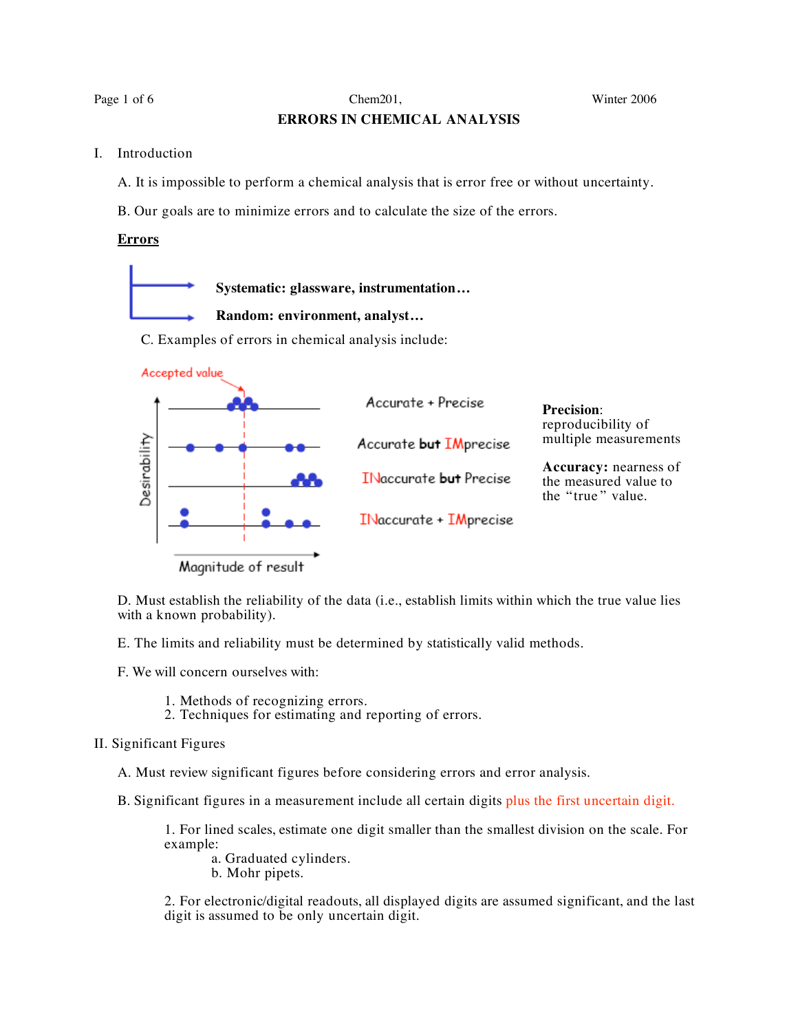# ERRORS IN CHEMICAL ANALYSIS

## I. Introduction

A. It is impossible to perform a chemical analysis that is error free or without uncertainty.

B. Our goals are to minimize errors and to calculate the size of the errors.

**Errors**

- **Systematic: glassware, instrumentation…**
- **Random: environment, analyst…**

C. Examples of errors in chemical analysis include:

Accepted value

Desirability

Accurate + Precise

Accurate **but** IMprecise

INaccurate **but** Precise

INaccurate + IMprecise

Magnitude of result

**Precision**: reproducibility of multiple measurements

**Accuracy:** nearness of the measured value to the "true" value.

D. Must establish the reliability of the data (i.e., establish limits within which the true value lies with a known probability).

E. The limits and reliability must be determined by statistically valid methods.

F. We will concern ourselves with:

1. Methods of recognizing errors.
2. Techniques for estimating and reporting of errors.

## II. Significant Figures

A. Must review significant figures before considering errors and error analysis.

B. Significant figures in a measurement include all certain digits plus the first uncertain digit.

1. For lined scales, estimate one digit smaller than the smallest division on the scale. For example:
   - a. Graduated cylinders.
   - b. Mohr pipets.

2. For electronic/digital readouts, all displayed digits are assumed significant, and the last digit is assumed to be only uncertain digit.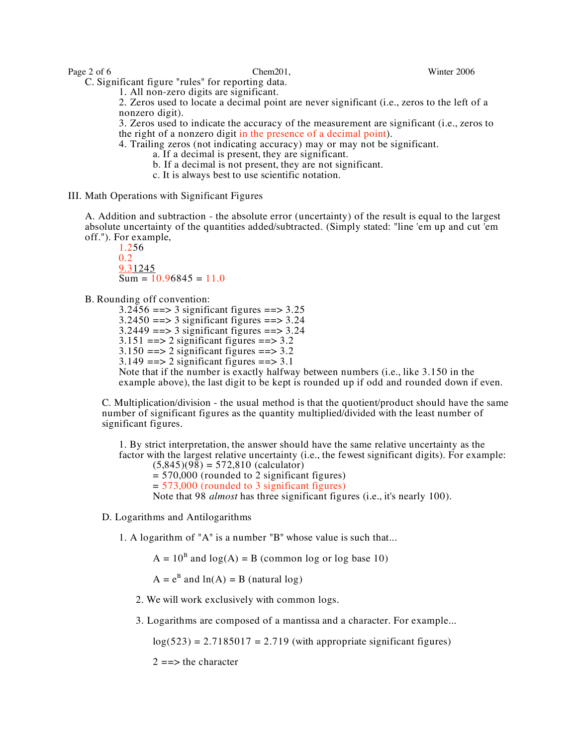C. Significant figure "rules" for reporting data.

1. All non-zero digits are significant.
2. Zeros used to locate a decimal point are never significant (i.e., zeros to the left of a nonzero digit).
3. Zeros used to indicate the accuracy of the measurement are significant (i.e., zeros to the right of a nonzero digit in the presence of a decimal point).
4. Trailing zeros (not indicating accuracy) may or may not be significant.
    a. If a decimal is present, they are significant.
    b. If a decimal is not present, they are not significant.
    c. It is always best to use scientific notation.

## III. Math Operations with Significant Figures

A. Addition and subtraction - the absolute error (uncertainty) of the result is equal to the largest absolute uncertainty of the quantities added/subtracted. (Simply stated: "line 'em up and cut 'em off."). For example,

1.256
0.2
9.31245
Sum = 10.96845 = 11.0

B. Rounding off convention:

3.2456 ==> 3 significant figures ==> 3.25
3.2450 ==> 3 significant figures ==> 3.24
3.2449 ==> 3 significant figures ==> 3.24
3.151 ==> 2 significant figures ==> 3.2
3.150 ==> 2 significant figures ==> 3.2
3.149 ==> 2 significant figures ==> 3.1

Note that if the number is exactly halfway between numbers (i.e., like 3.150 in the example above), the last digit to be kept is rounded up if odd and rounded down if even.

C. Multiplication/division - the usual method is that the quotient/product should have the same number of significant figures as the quantity multiplied/divided with the least number of significant figures.

1. By strict interpretation, the answer should have the same relative uncertainty as the factor with the largest relative uncertainty (i.e., the fewest significant digits). For example:

    (5,845)(98) = 572,810 (calculator)
    = 570,000 (rounded to 2 significant figures)
    = 573,000 (rounded to 3 significant figures)
    Note that 98 *almost* has three significant figures (i.e., it's nearly 100).

D. Logarithms and Antilogarithms

1. A logarithm of "A" is a number "B" whose value is such that...

    $A = 10^B$ and $\log(A) = B$ (common log or log base 10)

    $A = e^B$ and $\ln(A) = B$ (natural log)

2. We will work exclusively with common logs.

3. Logarithms are composed of a mantissa and a character. For example...

    $\log(523) = 2.7185017 = 2.719$ (with appropriate significant figures)

    2 ==> the character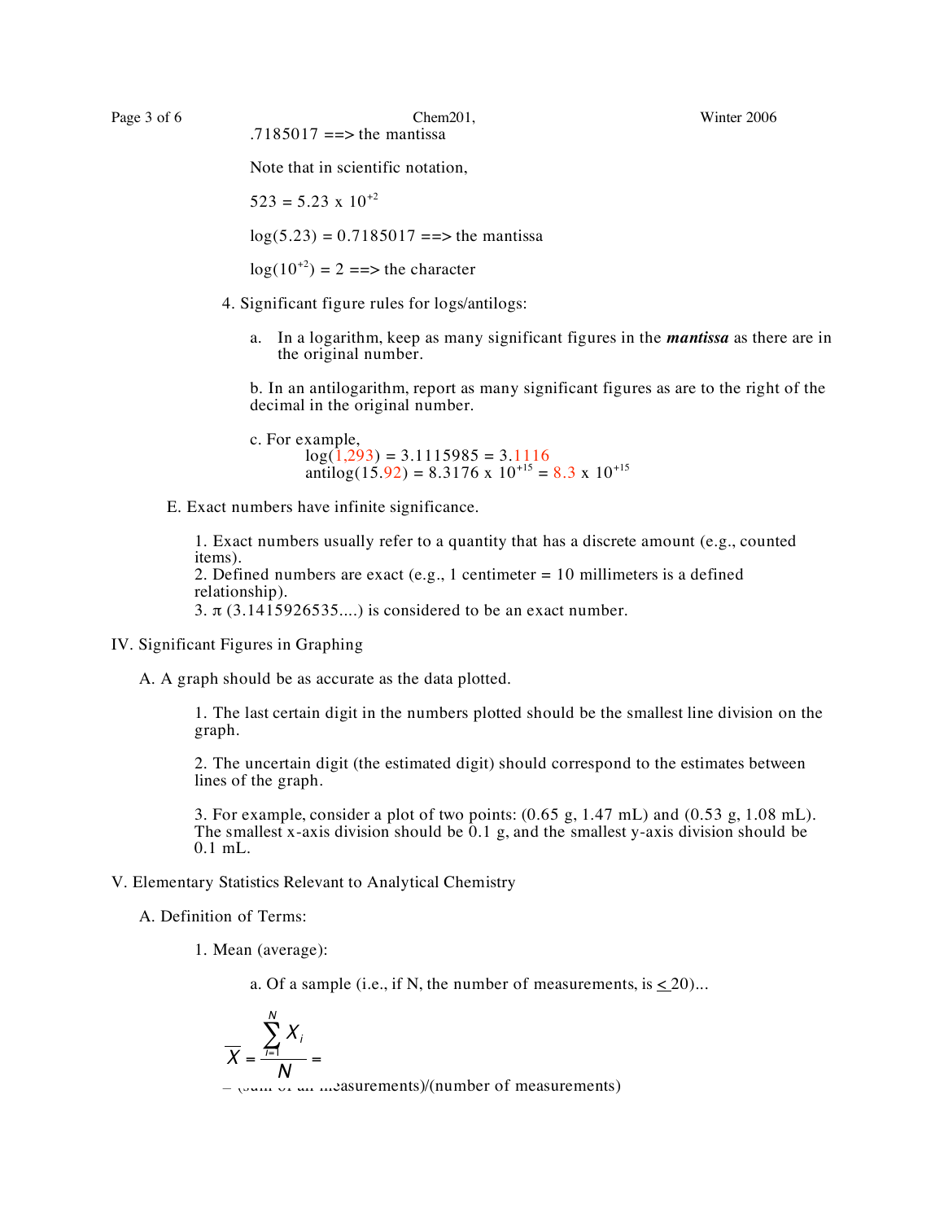.7185017 ==> the mantissa

Note that in scientific notation,

$523 = 5.23 \times 10^{+2}$

log(5.23) = 0.7185017 ==> the mantissa

$\log(10^{+2}) = 2$ ==> the character

4. Significant figure rules for logs/antilogs:

   a. In a logarithm, keep as many significant figures in the ***mantissa*** as there are in the original number.

   b. In an antilogarithm, report as many significant figures as are to the right of the decimal in the original number.

   c. For example,
   log(1,293) = 3.1115985 = 3.1116
   antilog(15.92) = $8.3176 \times 10^{+15} = 8.3 \times 10^{+15}$

E. Exact numbers have infinite significance.

1. Exact numbers usually refer to a quantity that has a discrete amount (e.g., counted items).
2. Defined numbers are exact (e.g., 1 centimeter = 10 millimeters is a defined relationship).
3. π (3.1415926535....) is considered to be an exact number.

## IV. Significant Figures in Graphing

A. A graph should be as accurate as the data plotted.

1. The last certain digit in the numbers plotted should be the smallest line division on the graph.

2. The uncertain digit (the estimated digit) should correspond to the estimates between lines of the graph.

3. For example, consider a plot of two points: (0.65 g, 1.47 mL) and (0.53 g, 1.08 mL). The smallest x-axis division should be 0.1 g, and the smallest y-axis division should be 0.1 mL.

## V. Elementary Statistics Relevant to Analytical Chemistry

A. Definition of Terms:

1. Mean (average):

   a. Of a sample (i.e., if N, the number of measurements, is $\leq 20$)...

$$\overline{X} = \frac{\sum_{i=1}^{N} X_i}{N} =$$

= (sum of all measurements)/(number of measurements)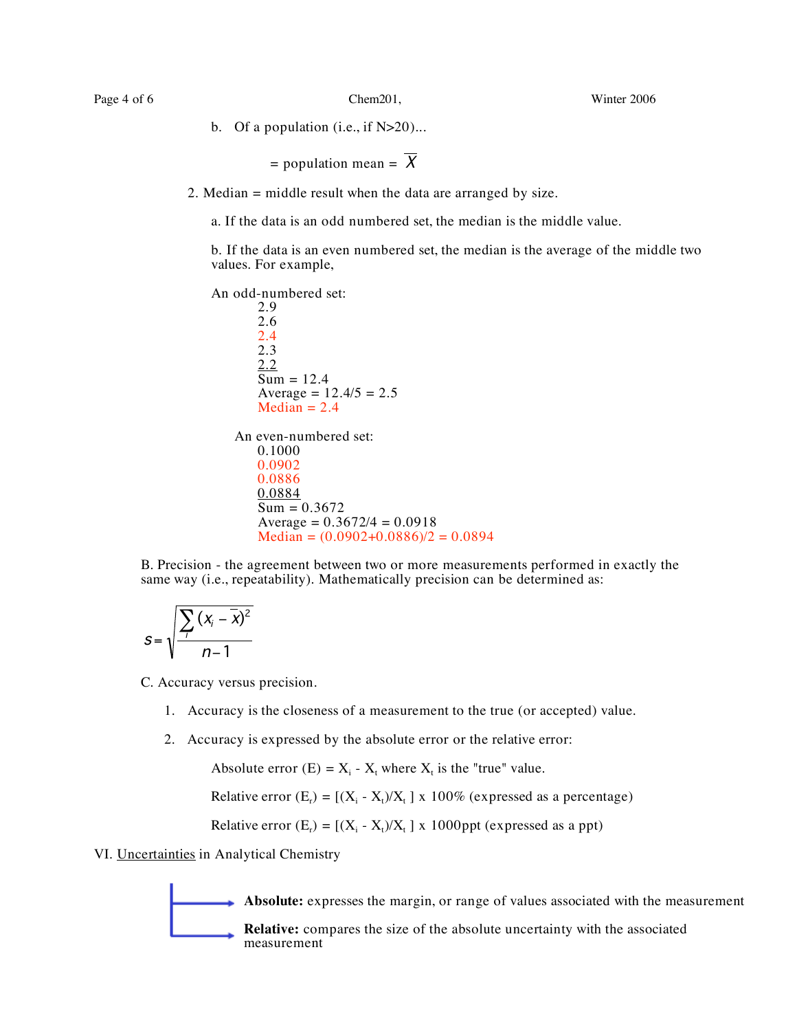b. Of a population (i.e., if N>20)...

= population mean = $\overline{X}$

2. Median = middle result when the data are arranged by size.

a. If the data is an odd numbered set, the median is the middle value.

b. If the data is an even numbered set, the median is the average of the middle two values. For example,

An odd-numbered set:

2.9
2.6
2.4
2.3
<u>2.2</u>
Sum = 12.4
Average = 12.4/5 = 2.5
Median = 2.4

An even-numbered set:

0.1000
0.0902
0.0886
<u>0.0884</u>
Sum = 0.3672
Average = 0.3672/4 = 0.0918
Median = (0.0902+0.0886)/2 = 0.0894

B. Precision - the agreement between two or more measurements performed in exactly the same way (i.e., repeatability). Mathematically precision can be determined as:

$$s = \sqrt{\frac{\sum_i (x_i - \bar{x})^2}{n-1}}$$

C. Accuracy versus precision.

1. Accuracy is the closeness of a measurement to the true (or accepted) value.

2. Accuracy is expressed by the absolute error or the relative error:

Absolute error (E) = $X_i$ - $X_t$ where $X_t$ is the "true" value.

Relative error ($E_r$) = [($X_i$ - $X_t$)/$X_t$ ] x 100% (expressed as a percentage)

Relative error ($E_r$) = [($X_i$ - $X_t$)/$X_t$ ] x 1000ppt (expressed as a ppt)

VI. <u>Uncertainties</u> in Analytical Chemistry

- **Absolute:** expresses the margin, or range of values associated with the measurement
- **Relative:** compares the size of the absolute uncertainty with the associated measurement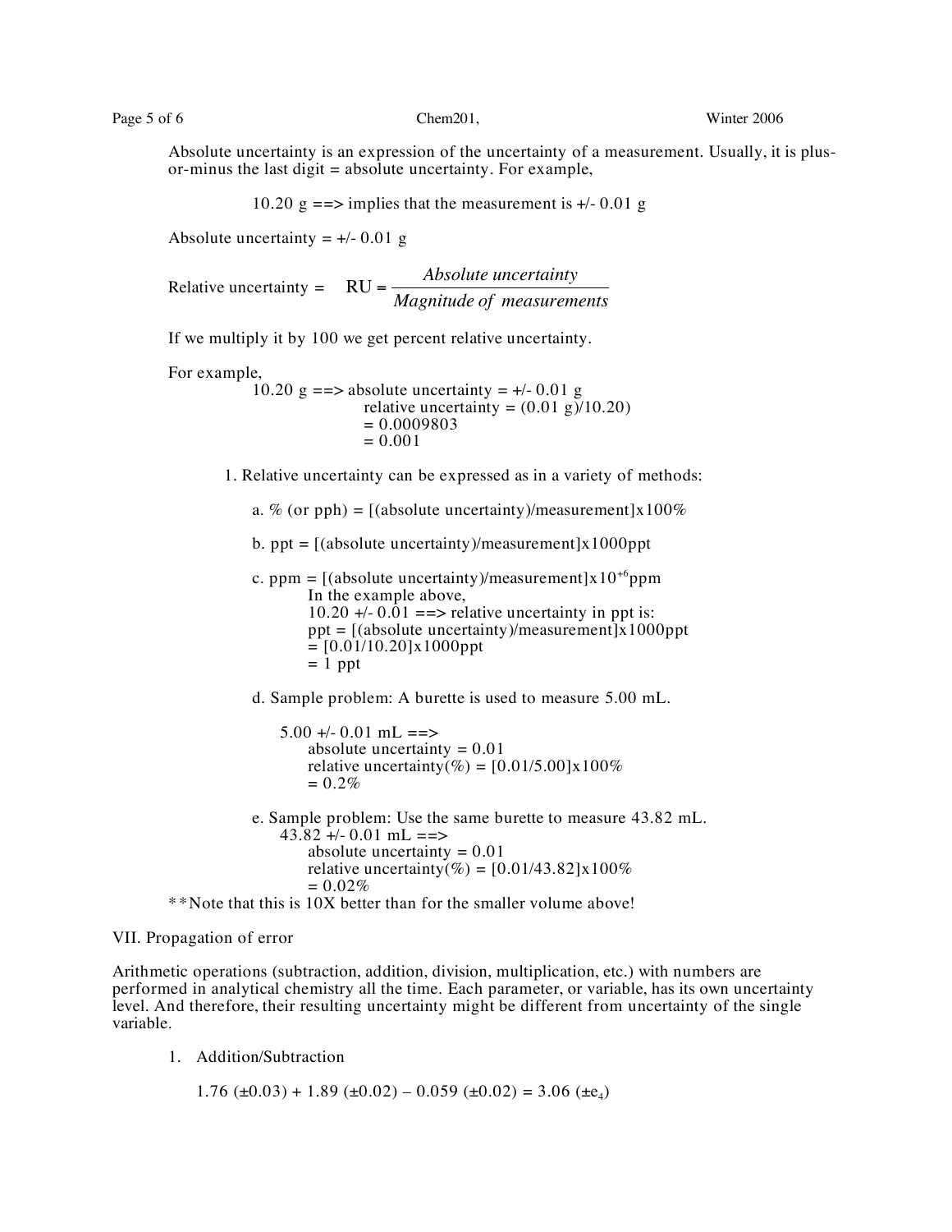Absolute uncertainty is an expression of the uncertainty of a measurement. Usually, it is plus-or-minus the last digit = absolute uncertainty. For example,

10.20 g ==> implies that the measurement is +/- 0.01 g

Absolute uncertainty = +/- 0.01 g

Relative uncertainty = $\text{RU} = \dfrac{\textit{Absolute uncertainty}}{\textit{Magnitude of measurements}}$

If we multiply it by 100 we get percent relative uncertainty.

For example,

10.20 g ==> absolute uncertainty = +/- 0.01 g
relative uncertainty = (0.01 g)/10.20)
= 0.0009803
= 0.001

1. Relative uncertainty can be expressed as in a variety of methods:

   a. % (or pph) = [(absolute uncertainty)/measurement]x100%

   b. ppt = [(absolute uncertainty)/measurement]x1000ppt

   c. ppm = [(absolute uncertainty)/measurement]x$10^{+6}$ppm
      In the example above,
      10.20 +/- 0.01 ==> relative uncertainty in ppt is:
      ppt = [(absolute uncertainty)/measurement]x1000ppt
      = [0.01/10.20]x1000ppt
      = 1 ppt

   d. Sample problem: A burette is used to measure 5.00 mL.

      5.00 +/- 0.01 mL ==>
      absolute uncertainty = 0.01
      relative uncertainty(%) = [0.01/5.00]x100%
      = 0.2%

   e. Sample problem: Use the same burette to measure 43.82 mL.
      43.82 +/- 0.01 mL ==>
      absolute uncertainty = 0.01
      relative uncertainty(%) = [0.01/43.82]x100%
      = 0.02%

**Note that this is 10X better than for the smaller volume above!

VII. Propagation of error

Arithmetic operations (subtraction, addition, division, multiplication, etc.) with numbers are performed in analytical chemistry all the time. Each parameter, or variable, has its own uncertainty level. And therefore, their resulting uncertainty might be different from uncertainty of the single variable.

1. Addition/Subtraction

   $1.76\ (\pm 0.03) + 1.89\ (\pm 0.02) - 0.059\ (\pm 0.02) = 3.06\ (\pm e_4)$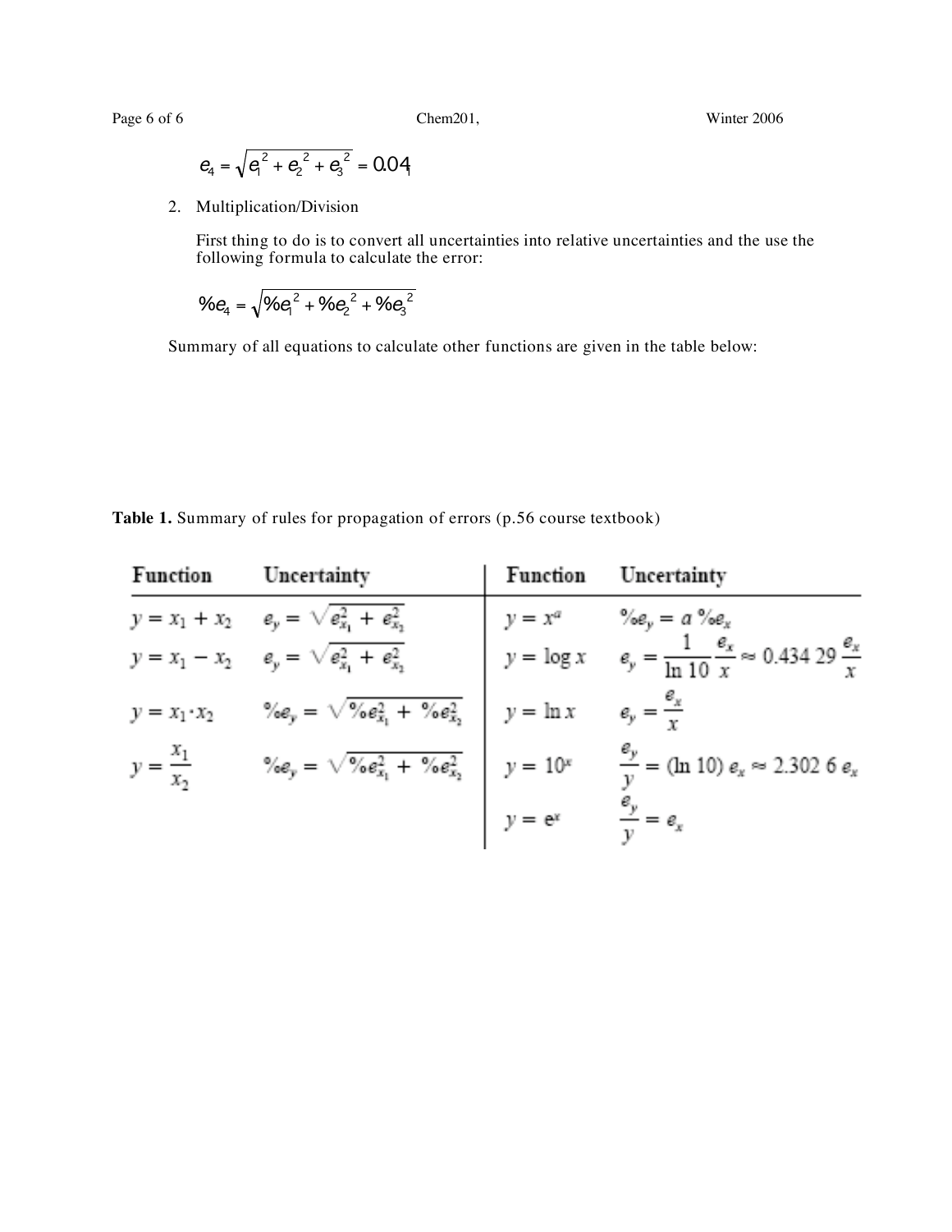$$e_4 = \sqrt{e_1^{\ 2} + e_2^{\ 2} + e_3^{\ 2}} = 0.04_1$$

2. Multiplication/Division

   First thing to do is to convert all uncertainties into relative uncertainties and the use the following formula to calculate the error:

$$\%e_4 = \sqrt{\%e_1^{\ 2} + \%e_2^{\ 2} + \%e_3^{\ 2}}$$

Summary of all equations to calculate other functions are given in the table below:

**Table 1.** Summary of rules for propagation of errors (p.56 course textbook)

| Function | Uncertainty | Function | Uncertainty |
|---|---|---|---|
| $y = x_1 + x_2$ | $e_y = \sqrt{e_{x_1}^2 + e_{x_2}^2}$ | $y = x^a$ | $\%e_y = a\ \%e_x$ |
| $y = x_1 - x_2$ | $e_y = \sqrt{e_{x_1}^2 + e_{x_2}^2}$ | $y = \log x$ | $e_y = \dfrac{1}{\ln 10}\dfrac{e_x}{x} \approx 0.434\ 29\ \dfrac{e_x}{x}$ |
| $y = x_1 \cdot x_2$ | $\%e_y = \sqrt{\%e_{x_1}^2 + \%e_{x_2}^2}$ | $y = \ln x$ | $e_y = \dfrac{e_x}{x}$ |
| $y = \dfrac{x_1}{x_2}$ | $\%e_y = \sqrt{\%e_{x_1}^2 + \%e_{x_2}^2}$ | $y = 10^x$ | $\dfrac{e_y}{y} = (\ln 10)\ e_x \approx 2.302\ 6\ e_x$ |
| | | $y = e^x$ | $\dfrac{e_y}{y} = e_x$ |